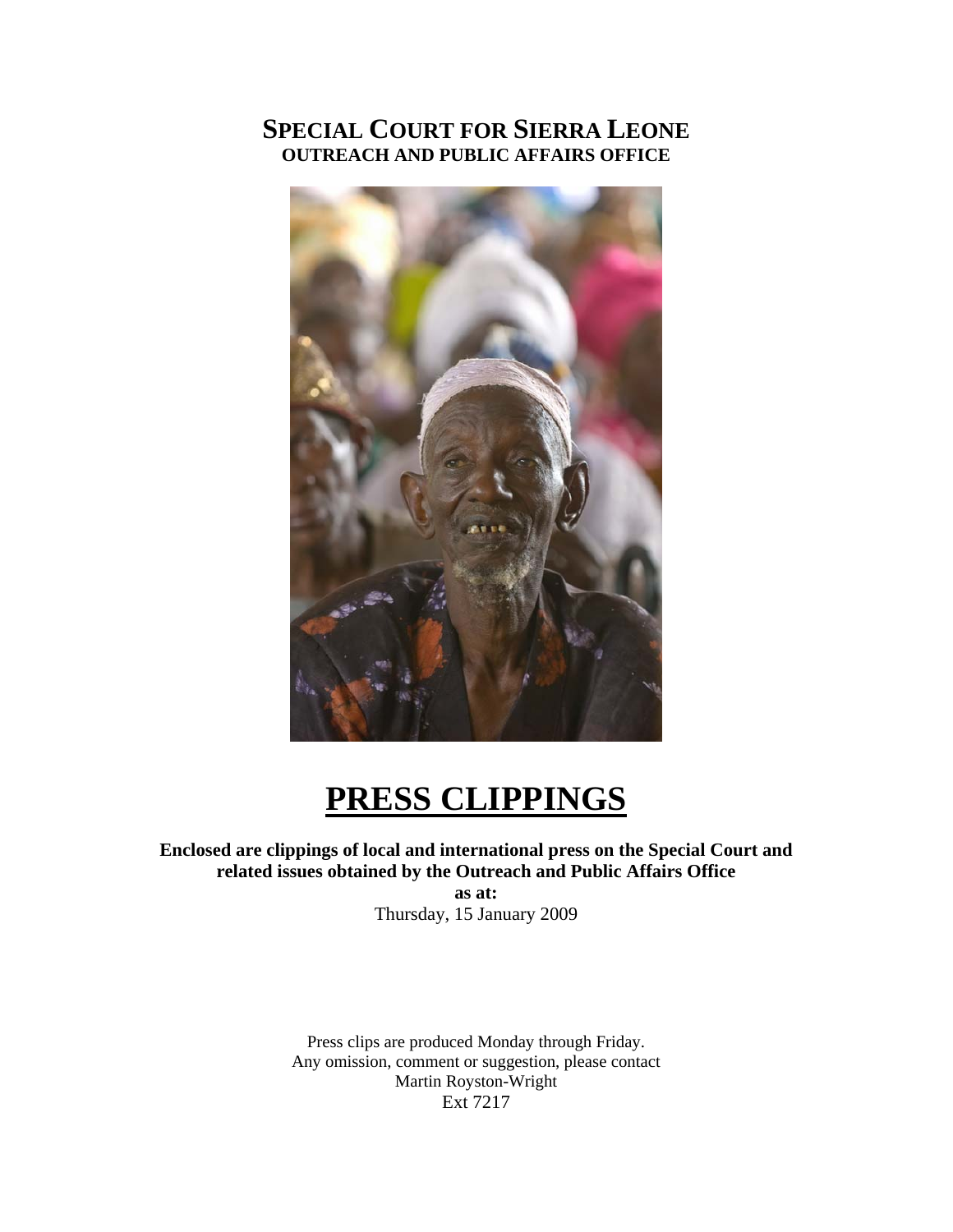# SPECIAL COURT FOR SIERRA LEONE
## OUTREACH AND PUBLIC AFFAIRS OFFICE

# PRESS CLIPPINGS

**Enclosed are clippings of local and international press on the Special Court and related issues obtained by the Outreach and Public Affairs Office**

**as at:**

Thursday, 15 January 2009

Press clips are produced Monday through Friday.
Any omission, comment or suggestion, please contact
Martin Royston-Wright
Ext 7217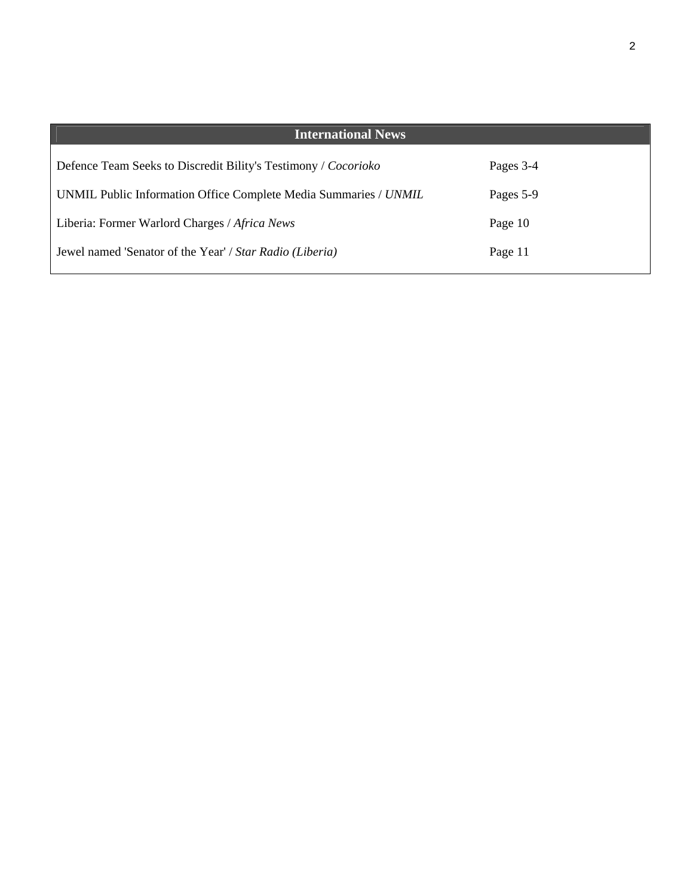| International News | |
|---|---|
| Defence Team Seeks to Discredit Bility's Testimony / *Cocorioko* | Pages 3-4 |
| UNMIL Public Information Office Complete Media Summaries / *UNMIL* | Pages 5-9 |
| Liberia: Former Warlord Charges / *Africa News* | Page 10 |
| Jewel named 'Senator of the Year' / *Star Radio (Liberia)* | Page 11 |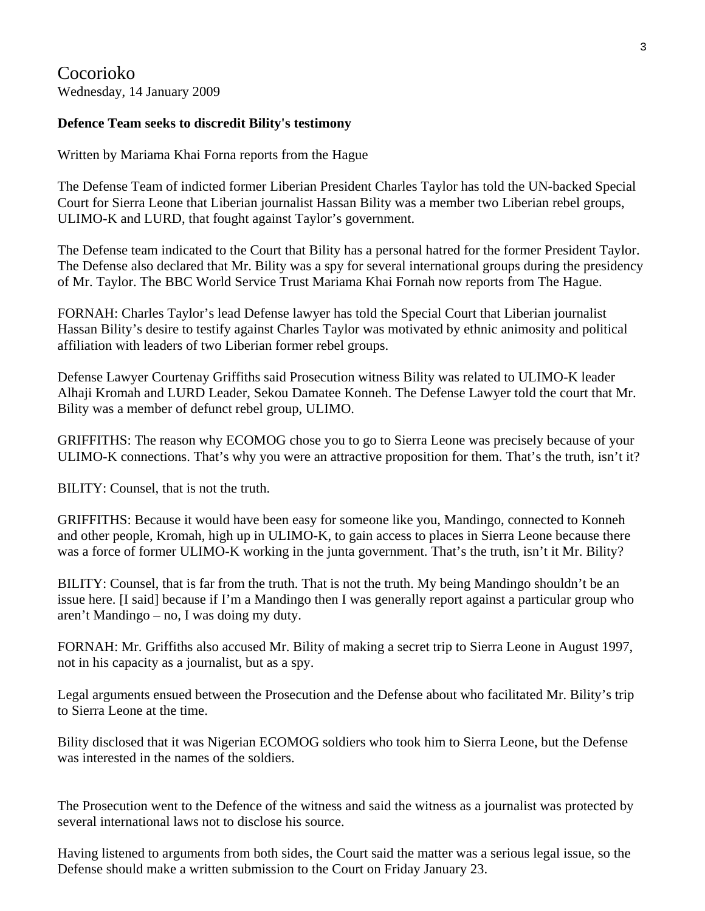Cocorioko
Wednesday, 14 January 2009

**Defence Team seeks to discredit Bility's testimony**

Written by Mariama Khai Forna reports from the Hague

The Defense Team of indicted former Liberian President Charles Taylor has told the UN-backed Special Court for Sierra Leone that Liberian journalist Hassan Bility was a member two Liberian rebel groups, ULIMO-K and LURD, that fought against Taylor's government.

The Defense team indicated to the Court that Bility has a personal hatred for the former President Taylor. The Defense also declared that Mr. Bility was a spy for several international groups during the presidency of Mr. Taylor. The BBC World Service Trust Mariama Khai Fornah now reports from The Hague.

FORNAH: Charles Taylor's lead Defense lawyer has told the Special Court that Liberian journalist Hassan Bility's desire to testify against Charles Taylor was motivated by ethnic animosity and political affiliation with leaders of two Liberian former rebel groups.

Defense Lawyer Courtenay Griffiths said Prosecution witness Bility was related to ULIMO-K leader Alhaji Kromah and LURD Leader, Sekou Damatee Konneh. The Defense Lawyer told the court that Mr. Bility was a member of defunct rebel group, ULIMO.

GRIFFITHS: The reason why ECOMOG chose you to go to Sierra Leone was precisely because of your ULIMO-K connections. That's why you were an attractive proposition for them. That's the truth, isn't it?

BILITY: Counsel, that is not the truth.

GRIFFITHS: Because it would have been easy for someone like you, Mandingo, connected to Konneh and other people, Kromah, high up in ULIMO-K, to gain access to places in Sierra Leone because there was a force of former ULIMO-K working in the junta government. That's the truth, isn't it Mr. Bility?

BILITY: Counsel, that is far from the truth. That is not the truth. My being Mandingo shouldn't be an issue here. [I said] because if I'm a Mandingo then I was generally report against a particular group who aren't Mandingo – no, I was doing my duty.

FORNAH: Mr. Griffiths also accused Mr. Bility of making a secret trip to Sierra Leone in August 1997, not in his capacity as a journalist, but as a spy.

Legal arguments ensued between the Prosecution and the Defense about who facilitated Mr. Bility's trip to Sierra Leone at the time.

Bility disclosed that it was Nigerian ECOMOG soldiers who took him to Sierra Leone, but the Defense was interested in the names of the soldiers.

The Prosecution went to the Defence of the witness and said the witness as a journalist was protected by several international laws not to disclose his source.

Having listened to arguments from both sides, the Court said the matter was a serious legal issue, so the Defense should make a written submission to the Court on Friday January 23.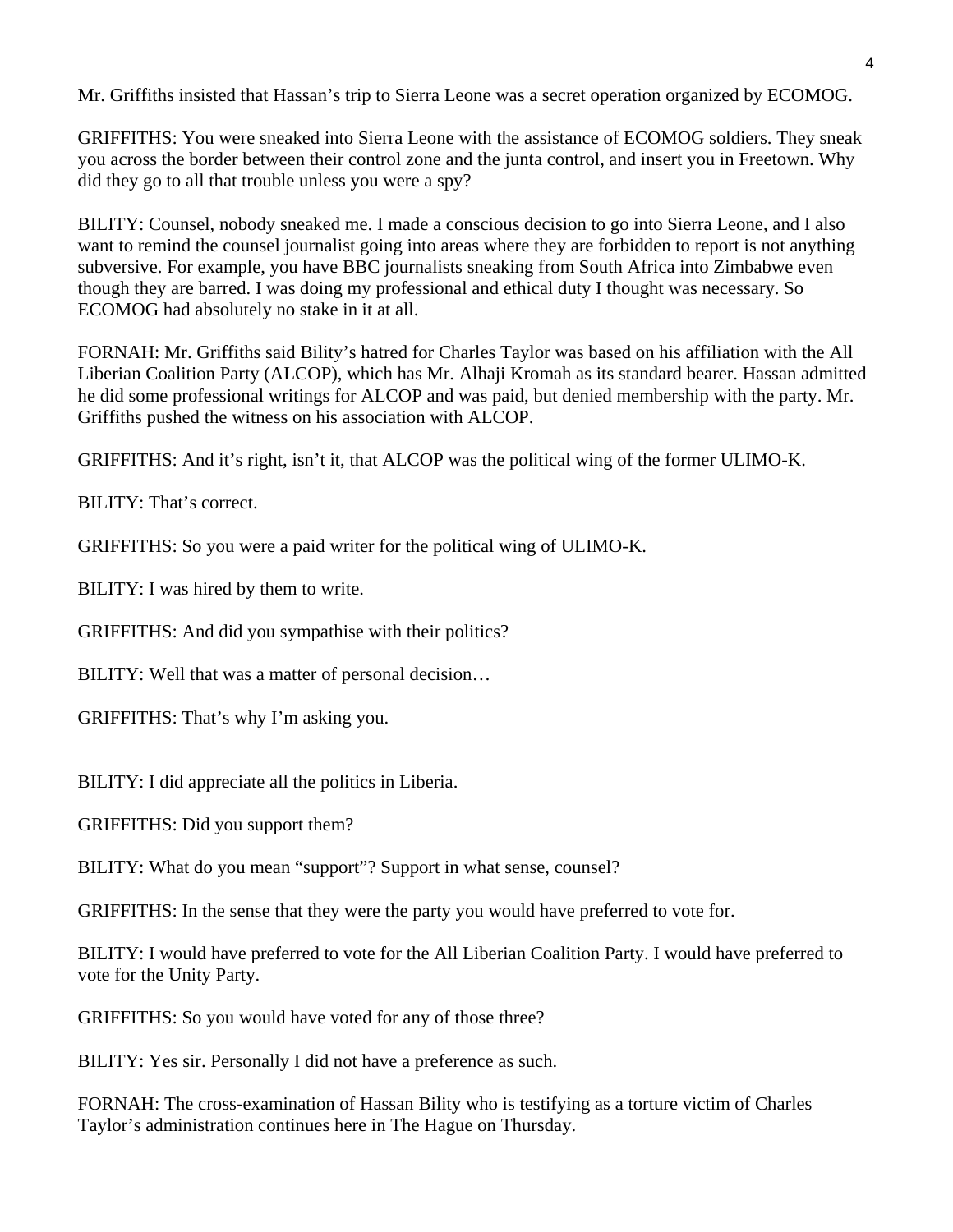Mr. Griffiths insisted that Hassan's trip to Sierra Leone was a secret operation organized by ECOMOG.

GRIFFITHS: You were sneaked into Sierra Leone with the assistance of ECOMOG soldiers. They sneak you across the border between their control zone and the junta control, and insert you in Freetown. Why did they go to all that trouble unless you were a spy?

BILITY: Counsel, nobody sneaked me. I made a conscious decision to go into Sierra Leone, and I also want to remind the counsel journalist going into areas where they are forbidden to report is not anything subversive. For example, you have BBC journalists sneaking from South Africa into Zimbabwe even though they are barred. I was doing my professional and ethical duty I thought was necessary. So ECOMOG had absolutely no stake in it at all.

FORNAH: Mr. Griffiths said Bility's hatred for Charles Taylor was based on his affiliation with the All Liberian Coalition Party (ALCOP), which has Mr. Alhaji Kromah as its standard bearer. Hassan admitted he did some professional writings for ALCOP and was paid, but denied membership with the party. Mr. Griffiths pushed the witness on his association with ALCOP.

GRIFFITHS: And it's right, isn't it, that ALCOP was the political wing of the former ULIMO-K.

BILITY: That's correct.

GRIFFITHS: So you were a paid writer for the political wing of ULIMO-K.

BILITY: I was hired by them to write.

GRIFFITHS: And did you sympathise with their politics?

BILITY: Well that was a matter of personal decision…

GRIFFITHS: That's why I'm asking you.

BILITY: I did appreciate all the politics in Liberia.

GRIFFITHS: Did you support them?

BILITY: What do you mean "support"? Support in what sense, counsel?

GRIFFITHS: In the sense that they were the party you would have preferred to vote for.

BILITY: I would have preferred to vote for the All Liberian Coalition Party. I would have preferred to vote for the Unity Party.

GRIFFITHS: So you would have voted for any of those three?

BILITY: Yes sir. Personally I did not have a preference as such.

FORNAH: The cross-examination of Hassan Bility who is testifying as a torture victim of Charles Taylor's administration continues here in The Hague on Thursday.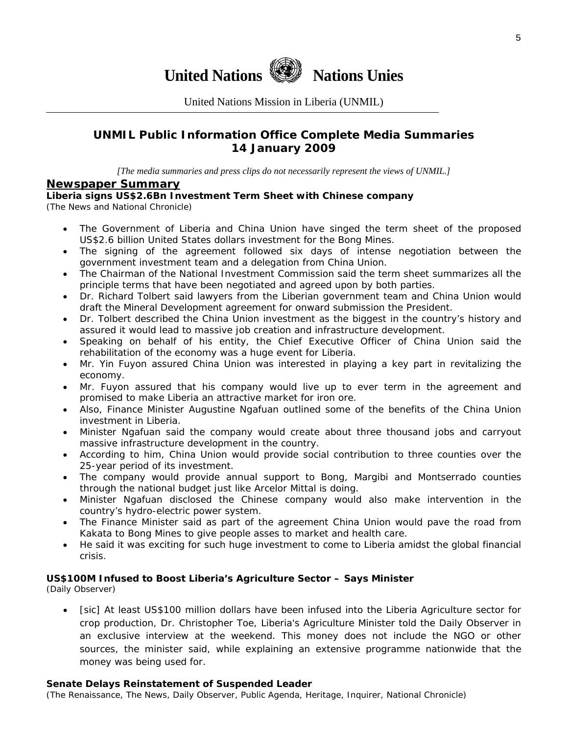# United Nations Nations Unies

United Nations Mission in Liberia (UNMIL)

## UNMIL Public Information Office Complete Media Summaries 14 January 2009

*[The media summaries and press clips do not necessarily represent the views of UNMIL.]*

## Newspaper Summary

**Liberia signs US$2.6Bn Investment Term Sheet with Chinese company**
(The News and National Chronicle)

- The Government of Liberia and China Union have singed the term sheet of the proposed US$2.6 billion United States dollars investment for the Bong Mines.
- The signing of the agreement followed six days of intense negotiation between the government investment team and a delegation from China Union.
- The Chairman of the National Investment Commission said the term sheet summarizes all the principle terms that have been negotiated and agreed upon by both parties.
- Dr. Richard Tolbert said lawyers from the Liberian government team and China Union would draft the Mineral Development agreement for onward submission the President.
- Dr. Tolbert described the China Union investment as the biggest in the country's history and assured it would lead to massive job creation and infrastructure development.
- Speaking on behalf of his entity, the Chief Executive Officer of China Union said the rehabilitation of the economy was a huge event for Liberia.
- Mr. Yin Fuyon assured China Union was interested in playing a key part in revitalizing the economy.
- Mr. Fuyon assured that his company would live up to ever term in the agreement and promised to make Liberia an attractive market for iron ore.
- Also, Finance Minister Augustine Ngafuan outlined some of the benefits of the China Union investment in Liberia.
- Minister Ngafuan said the company would create about three thousand jobs and carryout massive infrastructure development in the country.
- According to him, China Union would provide social contribution to three counties over the 25-year period of its investment.
- The company would provide annual support to Bong, Margibi and Montserrado counties through the national budget just like Arcelor Mittal is doing.
- Minister Ngafuan disclosed the Chinese company would also make intervention in the country's hydro-electric power system.
- The Finance Minister said as part of the agreement China Union would pave the road from Kakata to Bong Mines to give people asses to market and health care.
- He said it was exciting for such huge investment to come to Liberia amidst the global financial crisis.

**US$100M Infused to Boost Liberia's Agriculture Sector – Says Minister**
(Daily Observer)

- [sic] At least US$100 million dollars have been infused into the Liberia Agriculture sector for crop production, Dr. Christopher Toe, Liberia's Agriculture Minister told the Daily Observer in an exclusive interview at the weekend. This money does not include the NGO or other sources, the minister said, while explaining an extensive programme nationwide that the money was being used for.

**Senate Delays Reinstatement of Suspended Leader**
(The Renaissance, The News, Daily Observer, Public Agenda, Heritage, Inquirer, National Chronicle)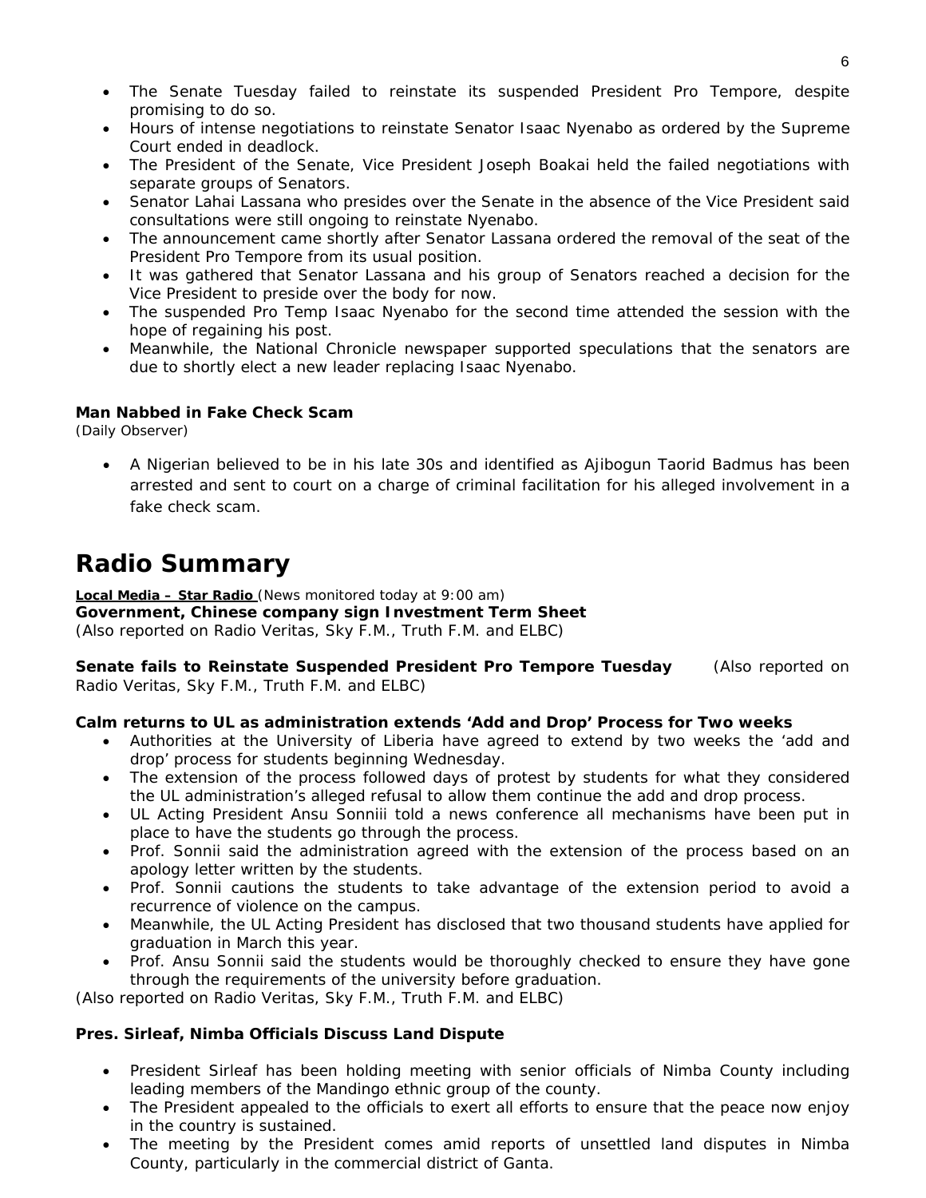- The Senate Tuesday failed to reinstate its suspended President Pro Tempore, despite promising to do so.
- Hours of intense negotiations to reinstate Senator Isaac Nyenabo as ordered by the Supreme Court ended in deadlock.
- The President of the Senate, Vice President Joseph Boakai held the failed negotiations with separate groups of Senators.
- Senator Lahai Lassana who presides over the Senate in the absence of the Vice President said consultations were still ongoing to reinstate Nyenabo.
- The announcement came shortly after Senator Lassana ordered the removal of the seat of the President Pro Tempore from its usual position.
- It was gathered that Senator Lassana and his group of Senators reached a decision for the Vice President to preside over the body for now.
- The suspended Pro Temp Isaac Nyenabo for the second time attended the session with the hope of regaining his post.
- Meanwhile, the National Chronicle newspaper supported speculations that the senators are due to shortly elect a new leader replacing Isaac Nyenabo.

**Man Nabbed in Fake Check Scam**
*(Daily Observer)*

- A Nigerian believed to be in his late 30s and identified as Ajibogun Taorid Badmus has been arrested and sent to court on a charge of criminal facilitation for his alleged involvement in a fake check scam.

# Radio Summary

**Local Media – Star Radio** (News monitored today at 9:00 am)
**Government, Chinese company sign Investment Term Sheet**
(Also reported on Radio Veritas, Sky F.M., Truth F.M. and ELBC)

**Senate fails to Reinstate Suspended President Pro Tempore Tuesday** (Also reported on Radio Veritas, Sky F.M., Truth F.M. and ELBC)

**Calm returns to UL as administration extends 'Add and Drop' Process for Two weeks**

- Authorities at the University of Liberia have agreed to extend by two weeks the 'add and drop' process for students beginning Wednesday.
- The extension of the process followed days of protest by students for what they considered the UL administration's alleged refusal to allow them continue the add and drop process.
- UL Acting President Ansu Sonniii told a news conference all mechanisms have been put in place to have the students go through the process.
- Prof. Sonnii said the administration agreed with the extension of the process based on an apology letter written by the students.
- Prof. Sonnii cautions the students to take advantage of the extension period to avoid a recurrence of violence on the campus.
- Meanwhile, the UL Acting President has disclosed that two thousand students have applied for graduation in March this year.
- Prof. Ansu Sonnii said the students would be thoroughly checked to ensure they have gone through the requirements of the university before graduation.

(Also reported on Radio Veritas, Sky F.M., Truth F.M. and ELBC)

**Pres. Sirleaf, Nimba Officials Discuss Land Dispute**

- President Sirleaf has been holding meeting with senior officials of Nimba County including leading members of the Mandingo ethnic group of the county.
- The President appealed to the officials to exert all efforts to ensure that the peace now enjoy in the country is sustained.
- The meeting by the President comes amid reports of unsettled land disputes in Nimba County, particularly in the commercial district of Ganta.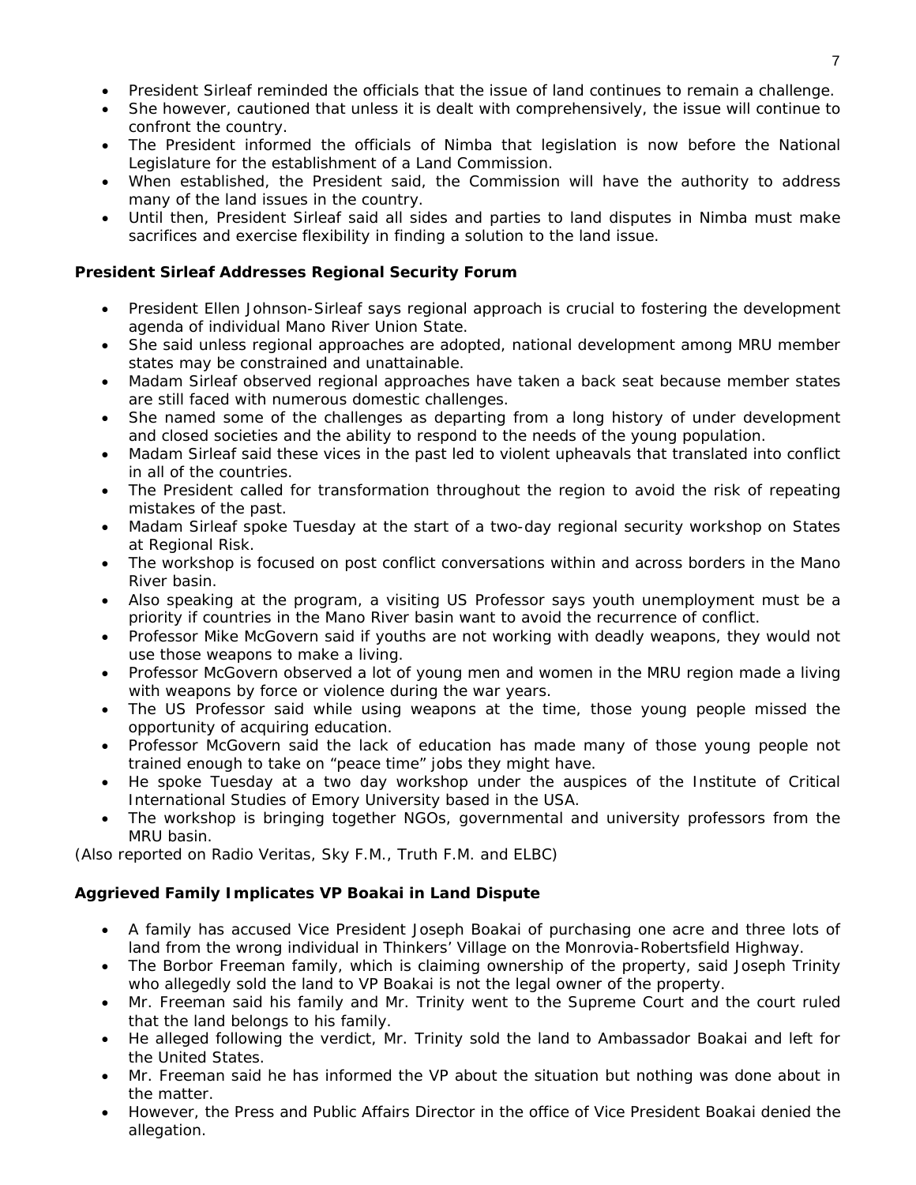- President Sirleaf reminded the officials that the issue of land continues to remain a challenge.
- She however, cautioned that unless it is dealt with comprehensively, the issue will continue to confront the country.
- The President informed the officials of Nimba that legislation is now before the National Legislature for the establishment of a Land Commission.
- When established, the President said, the Commission will have the authority to address many of the land issues in the country.
- Until then, President Sirleaf said all sides and parties to land disputes in Nimba must make sacrifices and exercise flexibility in finding a solution to the land issue.

**President Sirleaf Addresses Regional Security Forum**

- President Ellen Johnson-Sirleaf says regional approach is crucial to fostering the development agenda of individual Mano River Union State.
- She said unless regional approaches are adopted, national development among MRU member states may be constrained and unattainable.
- Madam Sirleaf observed regional approaches have taken a back seat because member states are still faced with numerous domestic challenges.
- She named some of the challenges as departing from a long history of under development and closed societies and the ability to respond to the needs of the young population.
- Madam Sirleaf said these vices in the past led to violent upheavals that translated into conflict in all of the countries.
- The President called for transformation throughout the region to avoid the risk of repeating mistakes of the past.
- Madam Sirleaf spoke Tuesday at the start of a two-day regional security workshop on States at Regional Risk.
- The workshop is focused on post conflict conversations within and across borders in the Mano River basin.
- Also speaking at the program, a visiting US Professor says youth unemployment must be a priority if countries in the Mano River basin want to avoid the recurrence of conflict.
- Professor Mike McGovern said if youths are not working with deadly weapons, they would not use those weapons to make a living.
- Professor McGovern observed a lot of young men and women in the MRU region made a living with weapons by force or violence during the war years.
- The US Professor said while using weapons at the time, those young people missed the opportunity of acquiring education.
- Professor McGovern said the lack of education has made many of those young people not trained enough to take on "peace time" jobs they might have.
- He spoke Tuesday at a two day workshop under the auspices of the Institute of Critical International Studies of Emory University based in the USA.
- The workshop is bringing together NGOs, governmental and university professors from the MRU basin.

(Also reported on Radio Veritas, Sky F.M., Truth F.M. and ELBC)

**Aggrieved Family Implicates VP Boakai in Land Dispute**

- A family has accused Vice President Joseph Boakai of purchasing one acre and three lots of land from the wrong individual in Thinkers' Village on the Monrovia-Robertsfield Highway.
- The Borbor Freeman family, which is claiming ownership of the property, said Joseph Trinity who allegedly sold the land to VP Boakai is not the legal owner of the property.
- Mr. Freeman said his family and Mr. Trinity went to the Supreme Court and the court ruled that the land belongs to his family.
- He alleged following the verdict, Mr. Trinity sold the land to Ambassador Boakai and left for the United States.
- Mr. Freeman said he has informed the VP about the situation but nothing was done about in the matter.
- However, the Press and Public Affairs Director in the office of Vice President Boakai denied the allegation.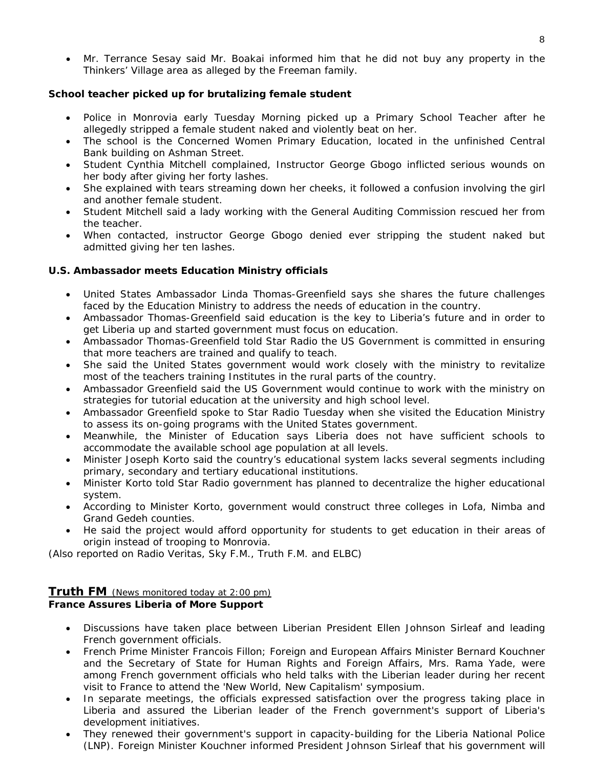- Mr. Terrance Sesay said Mr. Boakai informed him that he did not buy any property in the Thinkers' Village area as alleged by the Freeman family.

**School teacher picked up for brutalizing female student**

- Police in Monrovia early Tuesday Morning picked up a Primary School Teacher after he allegedly stripped a female student naked and violently beat on her.
- The school is the Concerned Women Primary Education, located in the unfinished Central Bank building on Ashman Street.
- Student Cynthia Mitchell complained, Instructor George Gbogo inflicted serious wounds on her body after giving her forty lashes.
- She explained with tears streaming down her cheeks, it followed a confusion involving the girl and another female student.
- Student Mitchell said a lady working with the General Auditing Commission rescued her from the teacher.
- When contacted, instructor George Gbogo denied ever stripping the student naked but admitted giving her ten lashes.

**U.S. Ambassador meets Education Ministry officials**

- United States Ambassador Linda Thomas-Greenfield says she shares the future challenges faced by the Education Ministry to address the needs of education in the country.
- Ambassador Thomas-Greenfield said education is the key to Liberia's future and in order to get Liberia up and started government must focus on education.
- Ambassador Thomas-Greenfield told Star Radio the US Government is committed in ensuring that more teachers are trained and qualify to teach.
- She said the United States government would work closely with the ministry to revitalize most of the teachers training Institutes in the rural parts of the country.
- Ambassador Greenfield said the US Government would continue to work with the ministry on strategies for tutorial education at the university and high school level.
- Ambassador Greenfield spoke to Star Radio Tuesday when she visited the Education Ministry to assess its on-going programs with the United States government.
- Meanwhile, the Minister of Education says Liberia does not have sufficient schools to accommodate the available school age population at all levels.
- Minister Joseph Korto said the country's educational system lacks several segments including primary, secondary and tertiary educational institutions.
- Minister Korto told Star Radio government has planned to decentralize the higher educational system.
- According to Minister Korto, government would construct three colleges in Lofa, Nimba and Grand Gedeh counties.
- He said the project would afford opportunity for students to get education in their areas of origin instead of trooping to Monrovia.

*(Also reported on Radio Veritas, Sky F.M., Truth F.M. and ELBC)*

## Truth FM (News monitored today at 2:00 pm)

**France Assures Liberia of More Support**

- Discussions have taken place between Liberian President Ellen Johnson Sirleaf and leading French government officials.
- French Prime Minister Francois Fillon; Foreign and European Affairs Minister Bernard Kouchner and the Secretary of State for Human Rights and Foreign Affairs, Mrs. Rama Yade, were among French government officials who held talks with the Liberian leader during her recent visit to France to attend the 'New World, New Capitalism' symposium.
- In separate meetings, the officials expressed satisfaction over the progress taking place in Liberia and assured the Liberian leader of the French government's support of Liberia's development initiatives.
- They renewed their government's support in capacity-building for the Liberia National Police (LNP). Foreign Minister Kouchner informed President Johnson Sirleaf that his government will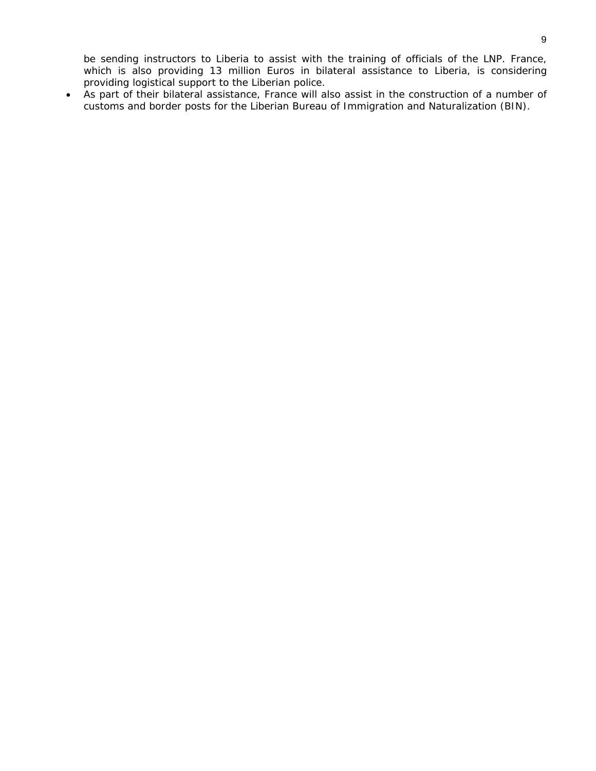be sending instructors to Liberia to assist with the training of officials of the LNP. France, which is also providing 13 million Euros in bilateral assistance to Liberia, is considering providing logistical support to the Liberian police.

- As part of their bilateral assistance, France will also assist in the construction of a number of customs and border posts for the Liberian Bureau of Immigration and Naturalization (BIN).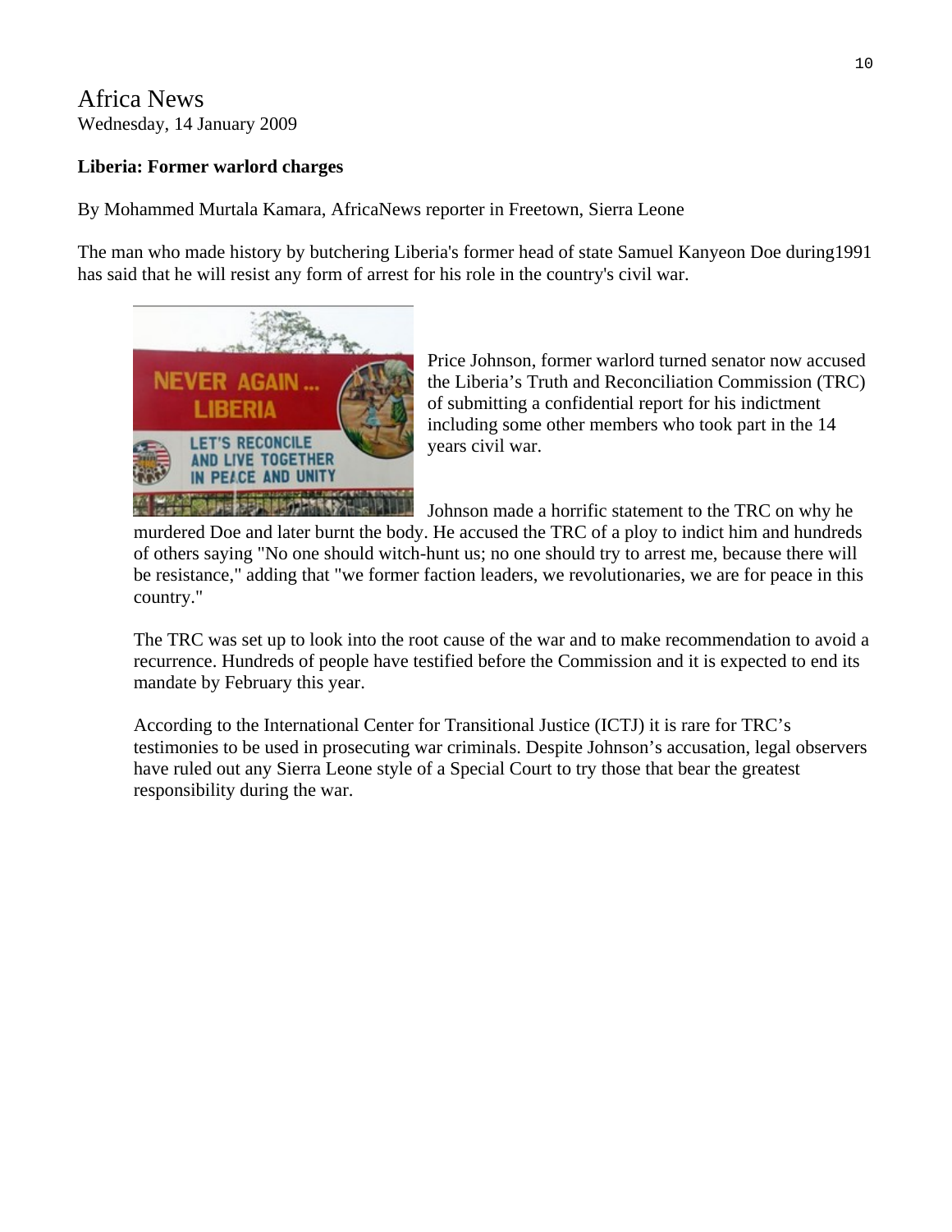# Africa News

Wednesday, 14 January 2009

**Liberia: Former warlord charges**

By Mohammed Murtala Kamara, AfricaNews reporter in Freetown, Sierra Leone

The man who made history by butchering Liberia's former head of state Samuel Kanyeon Doe during1991 has said that he will resist any form of arrest for his role in the country's civil war.

Price Johnson, former warlord turned senator now accused the Liberia's Truth and Reconciliation Commission (TRC) of submitting a confidential report for his indictment including some other members who took part in the 14 years civil war.

Johnson made a horrific statement to the TRC on why he murdered Doe and later burnt the body. He accused the TRC of a ploy to indict him and hundreds of others saying "No one should witch-hunt us; no one should try to arrest me, because there will be resistance," adding that "we former faction leaders, we revolutionaries, we are for peace in this country."

The TRC was set up to look into the root cause of the war and to make recommendation to avoid a recurrence. Hundreds of people have testified before the Commission and it is expected to end its mandate by February this year.

According to the International Center for Transitional Justice (ICTJ) it is rare for TRC's testimonies to be used in prosecuting war criminals. Despite Johnson's accusation, legal observers have ruled out any Sierra Leone style of a Special Court to try those that bear the greatest responsibility during the war.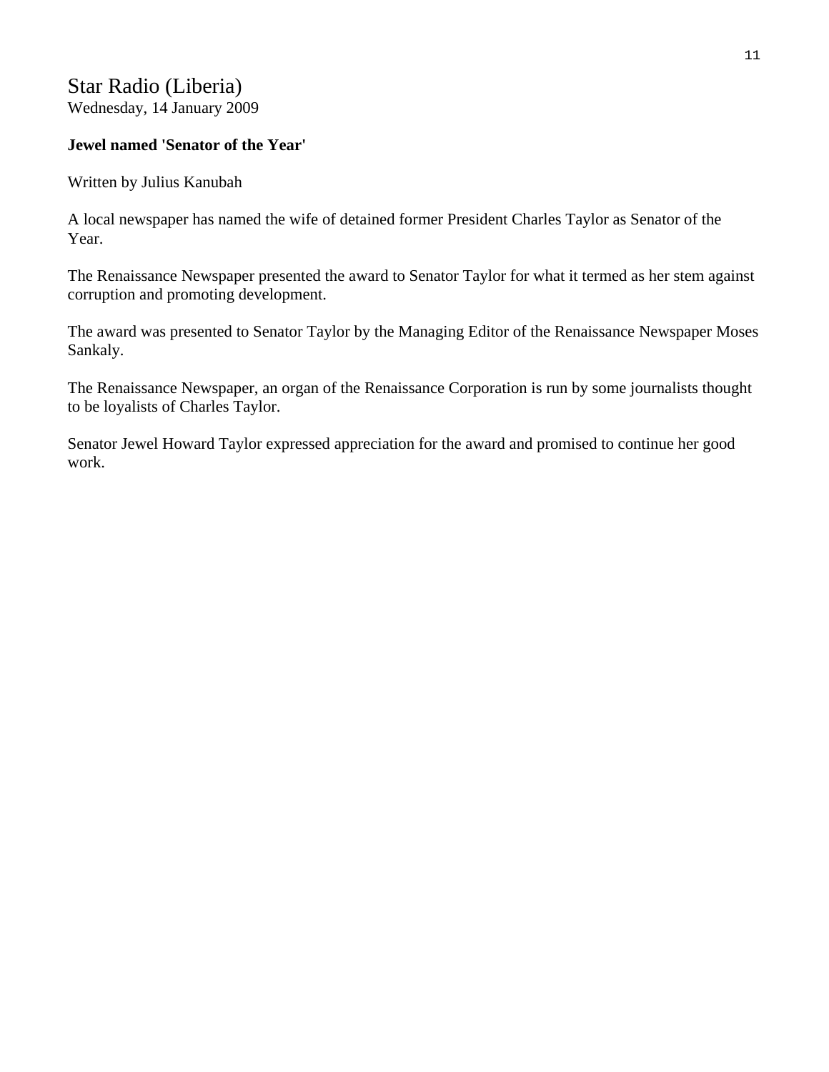Star Radio (Liberia)
Wednesday, 14 January 2009

**Jewel named 'Senator of the Year'**

Written by Julius Kanubah

A local newspaper has named the wife of detained former President Charles Taylor as Senator of the Year.

The Renaissance Newspaper presented the award to Senator Taylor for what it termed as her stem against corruption and promoting development.

The award was presented to Senator Taylor by the Managing Editor of the Renaissance Newspaper Moses Sankaly.

The Renaissance Newspaper, an organ of the Renaissance Corporation is run by some journalists thought to be loyalists of Charles Taylor.

Senator Jewel Howard Taylor expressed appreciation for the award and promised to continue her good work.